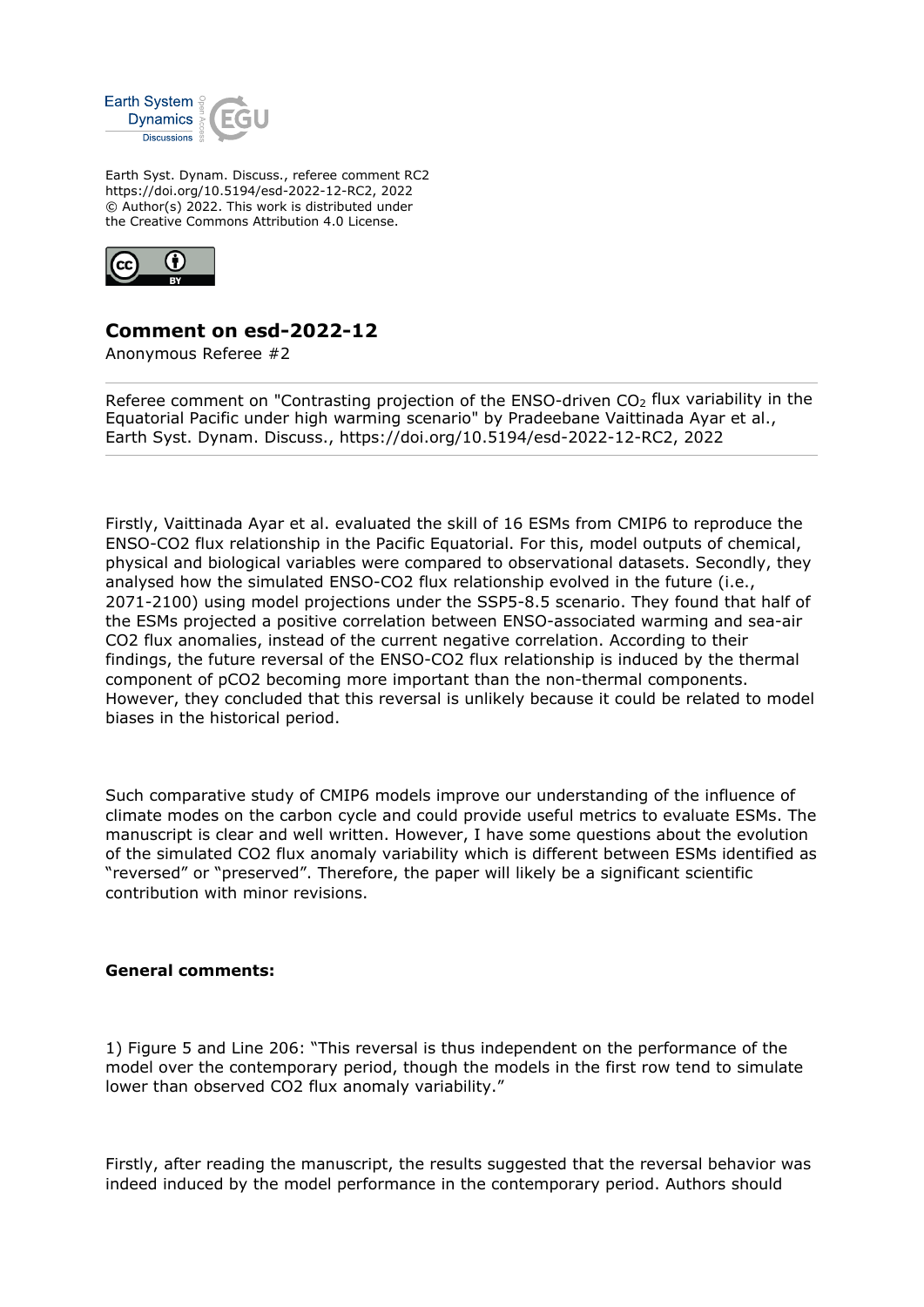Earth Syst. Dynam. Discuss., referee comment RC2
https://doi.org/10.5194/esd-2022-12-RC2, 2022
© Author(s) 2022. This work is distributed under
the Creative Commons Attribution 4.0 License.

## Comment on esd-2022-12

Anonymous Referee #2

Referee comment on "Contrasting projection of the ENSO-driven $CO_2$ flux variability in the Equatorial Pacific under high warming scenario" by Pradeebane Vaittinada Ayar et al., Earth Syst. Dynam. Discuss., https://doi.org/10.5194/esd-2022-12-RC2, 2022

Firstly, Vaittinada Ayar et al. evaluated the skill of 16 ESMs from CMIP6 to reproduce the ENSO-CO2 flux relationship in the Pacific Equatorial. For this, model outputs of chemical, physical and biological variables were compared to observational datasets. Secondly, they analysed how the simulated ENSO-CO2 flux relationship evolved in the future (i.e., 2071-2100) using model projections under the SSP5-8.5 scenario. They found that half of the ESMs projected a positive correlation between ENSO-associated warming and sea-air CO2 flux anomalies, instead of the current negative correlation. According to their findings, the future reversal of the ENSO-CO2 flux relationship is induced by the thermal component of pCO2 becoming more important than the non-thermal components. However, they concluded that this reversal is unlikely because it could be related to model biases in the historical period.

Such comparative study of CMIP6 models improve our understanding of the influence of climate modes on the carbon cycle and could provide useful metrics to evaluate ESMs. The manuscript is clear and well written. However, I have some questions about the evolution of the simulated CO2 flux anomaly variability which is different between ESMs identified as "reversed" or "preserved". Therefore, the paper will likely be a significant scientific contribution with minor revisions.

**General comments:**

1) Figure 5 and Line 206: "This reversal is thus independent on the performance of the model over the contemporary period, though the models in the first row tend to simulate lower than observed CO2 flux anomaly variability."

Firstly, after reading the manuscript, the results suggested that the reversal behavior was indeed induced by the model performance in the contemporary period. Authors should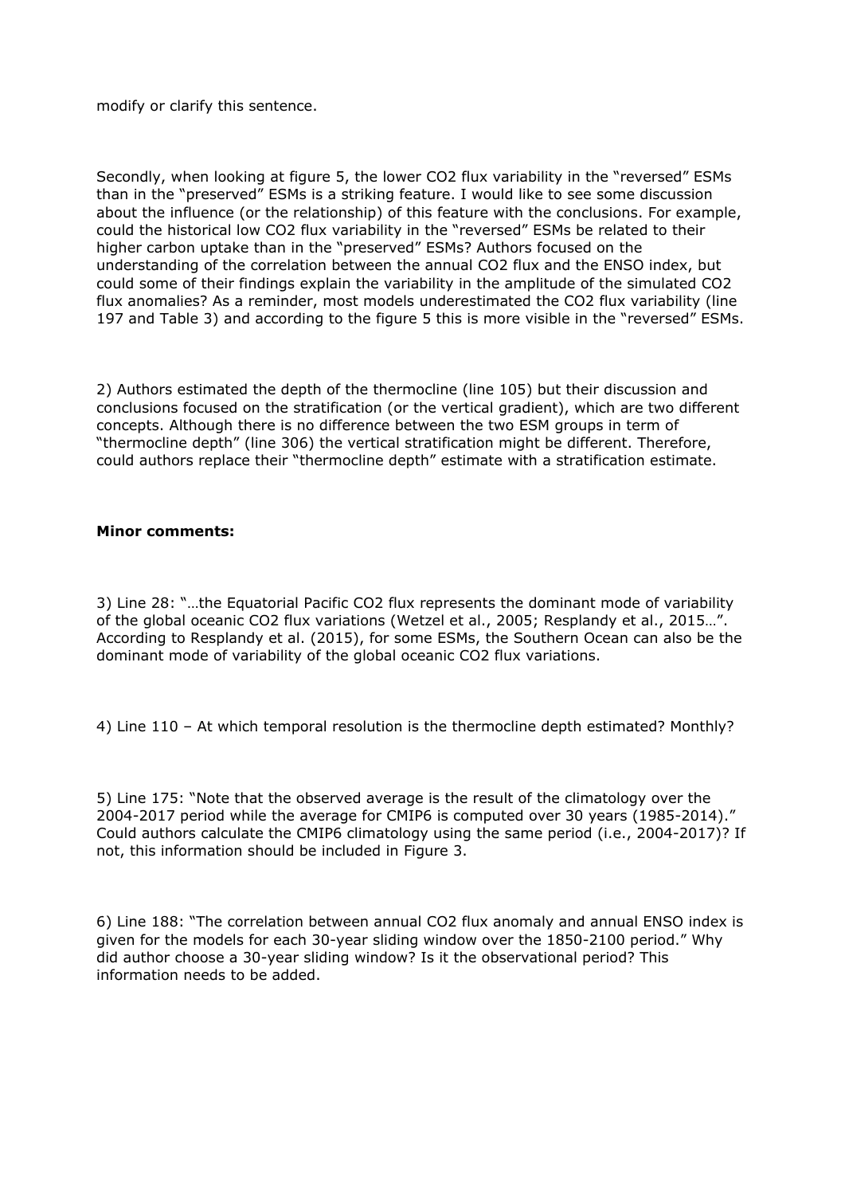modify or clarify this sentence.

Secondly, when looking at figure 5, the lower $CO_2$ flux variability in the "reversed" ESMs than in the "preserved" ESMs is a striking feature. I would like to see some discussion about the influence (or the relationship) of this feature with the conclusions. For example, could the historical low $CO_2$ flux variability in the "reversed" ESMs be related to their higher carbon uptake than in the "preserved" ESMs? Authors focused on the understanding of the correlation between the annual $CO_2$ flux and the ENSO index, but could some of their findings explain the variability in the amplitude of the simulated $CO_2$ flux anomalies? As a reminder, most models underestimated the $CO_2$ flux variability (line 197 and Table 3) and according to the figure 5 this is more visible in the "reversed" ESMs.

2) Authors estimated the depth of the thermocline (line 105) but their discussion and conclusions focused on the stratification (or the vertical gradient), which are two different concepts. Although there is no difference between the two ESM groups in term of "thermocline depth" (line 306) the vertical stratification might be different. Therefore, could authors replace their "thermocline depth" estimate with a stratification estimate.

**Minor comments:**

3) Line 28: "…the Equatorial Pacific $CO_2$ flux represents the dominant mode of variability of the global oceanic $CO_2$ flux variations (Wetzel et al., 2005; Resplandy et al., 2015…". According to Resplandy et al. (2015), for some ESMs, the Southern Ocean can also be the dominant mode of variability of the global oceanic $CO_2$ flux variations.

4) Line 110 – At which temporal resolution is the thermocline depth estimated? Monthly?

5) Line 175: "Note that the observed average is the result of the climatology over the 2004-2017 period while the average for CMIP6 is computed over 30 years (1985-2014)." Could authors calculate the CMIP6 climatology using the same period (i.e., 2004-2017)? If not, this information should be included in Figure 3.

6) Line 188: "The correlation between annual $CO_2$ flux anomaly and annual ENSO index is given for the models for each 30-year sliding window over the 1850-2100 period." Why did author choose a 30-year sliding window? Is it the observational period? This information needs to be added.